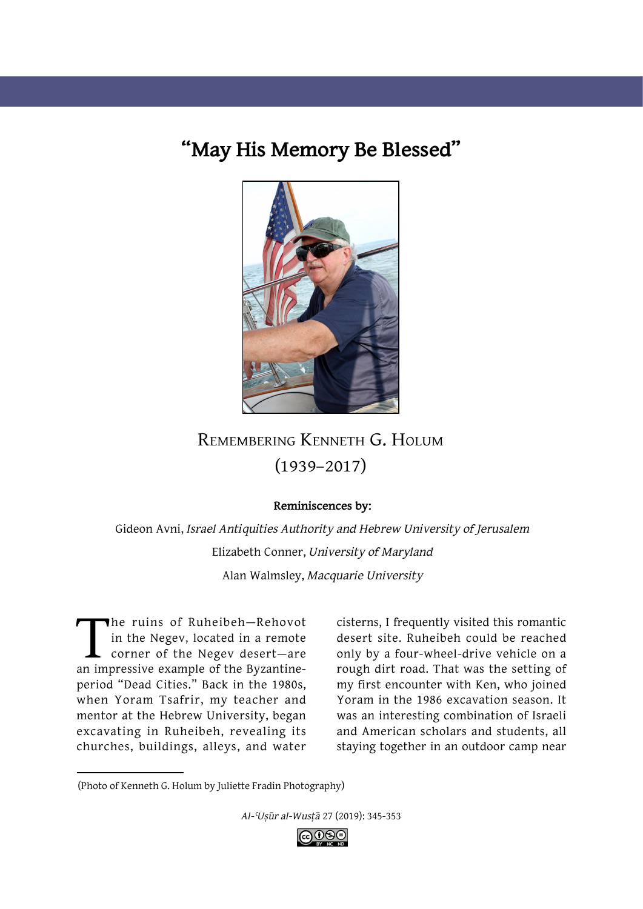# “May His Memory Be Blessed”

## Remembering Kenneth G. Holum (1939–2017)

**Reminiscences by:**

Gideon Avni, *Israel Antiquities Authority and Hebrew University of Jerusalem*

Elizabeth Conner, *University of Maryland*

Alan Walmsley, *Macquarie University*

The ruins of Ruheibeh—Rehovot in the Negev, located in a remote corner of the Negev desert—are an impressive example of the Byzantine-period “Dead Cities.” Back in the 1980s, when Yoram Tsafrir, my teacher and mentor at the Hebrew University, began excavating in Ruheibeh, revealing its churches, buildings, alleys, and water cisterns, I frequently visited this romantic desert site. Ruheibeh could be reached only by a four-wheel-drive vehicle on a rough dirt road. That was the setting of my first encounter with Ken, who joined Yoram in the 1986 excavation season. It was an interesting combination of Israeli and American scholars and students, all staying together in an outdoor camp near

(Photo of Kenneth G. Holum by Juliette Fradin Photography)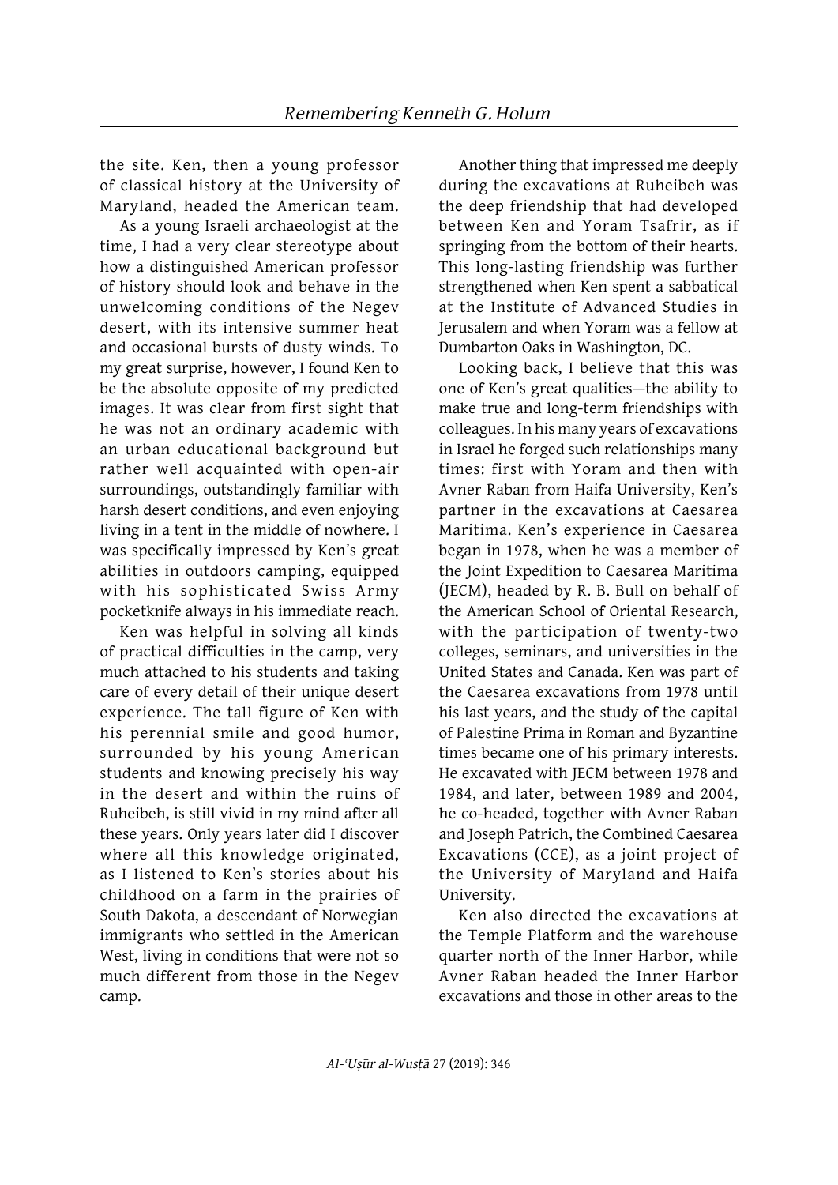the site. Ken, then a young professor of classical history at the University of Maryland, headed the American team.

As a young Israeli archaeologist at the time, I had a very clear stereotype about how a distinguished American professor of history should look and behave in the unwelcoming conditions of the Negev desert, with its intensive summer heat and occasional bursts of dusty winds. To my great surprise, however, I found Ken to be the absolute opposite of my predicted images. It was clear from first sight that he was not an ordinary academic with an urban educational background but rather well acquainted with open-air surroundings, outstandingly familiar with harsh desert conditions, and even enjoying living in a tent in the middle of nowhere. I was specifically impressed by Ken's great abilities in outdoors camping, equipped with his sophisticated Swiss Army pocketknife always in his immediate reach.

Ken was helpful in solving all kinds of practical difficulties in the camp, very much attached to his students and taking care of every detail of their unique desert experience. The tall figure of Ken with his perennial smile and good humor, surrounded by his young American students and knowing precisely his way in the desert and within the ruins of Ruheibeh, is still vivid in my mind after all these years. Only years later did I discover where all this knowledge originated, as I listened to Ken's stories about his childhood on a farm in the prairies of South Dakota, a descendant of Norwegian immigrants who settled in the American West, living in conditions that were not so much different from those in the Negev camp.

Another thing that impressed me deeply during the excavations at Ruheibeh was the deep friendship that had developed between Ken and Yoram Tsafrir, as if springing from the bottom of their hearts. This long-lasting friendship was further strengthened when Ken spent a sabbatical at the Institute of Advanced Studies in Jerusalem and when Yoram was a fellow at Dumbarton Oaks in Washington, DC.

Looking back, I believe that this was one of Ken's great qualities—the ability to make true and long-term friendships with colleagues. In his many years of excavations in Israel he forged such relationships many times: first with Yoram and then with Avner Raban from Haifa University, Ken's partner in the excavations at Caesarea Maritima. Ken's experience in Caesarea began in 1978, when he was a member of the Joint Expedition to Caesarea Maritima (JECM), headed by R. B. Bull on behalf of the American School of Oriental Research, with the participation of twenty-two colleges, seminars, and universities in the United States and Canada. Ken was part of the Caesarea excavations from 1978 until his last years, and the study of the capital of Palestine Prima in Roman and Byzantine times became one of his primary interests. He excavated with JECM between 1978 and 1984, and later, between 1989 and 2004, he co-headed, together with Avner Raban and Joseph Patrich, the Combined Caesarea Excavations (CCE), as a joint project of the University of Maryland and Haifa University.

Ken also directed the excavations at the Temple Platform and the warehouse quarter north of the Inner Harbor, while Avner Raban headed the Inner Harbor excavations and those in other areas to the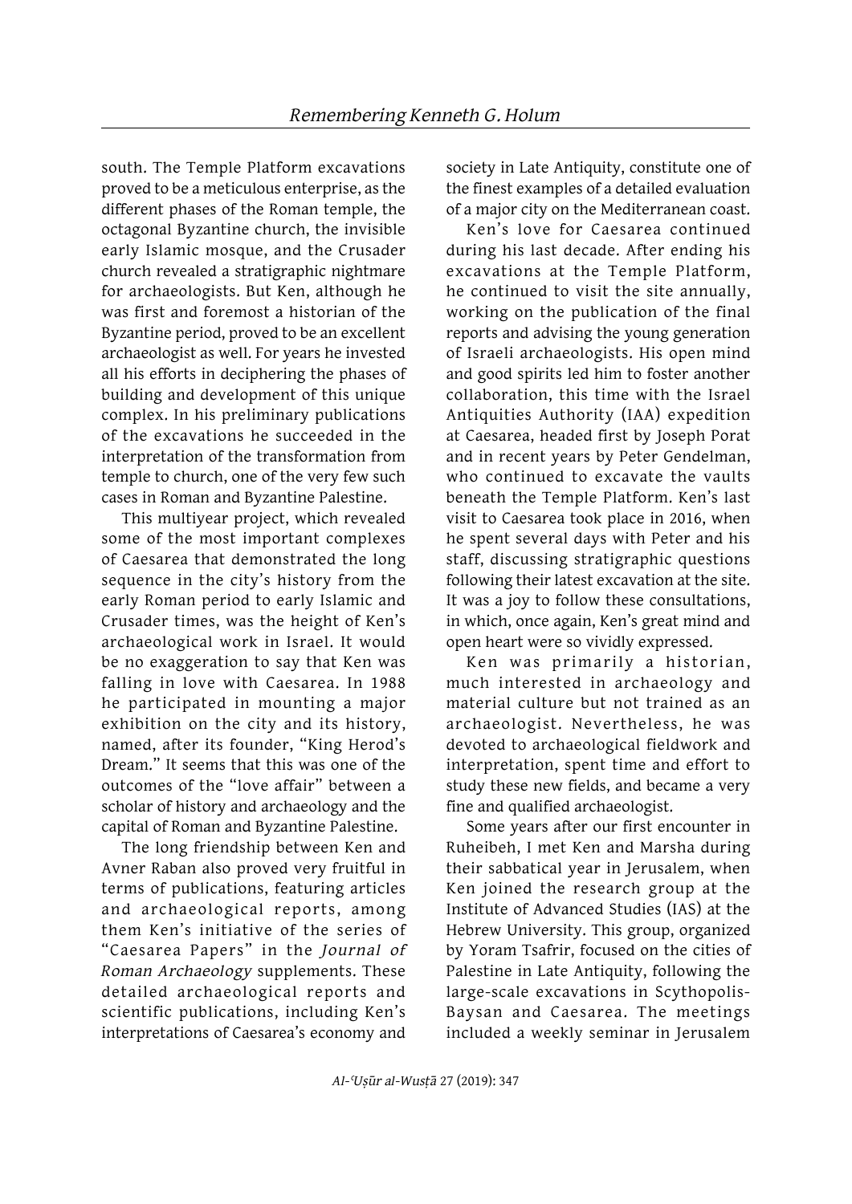south. The Temple Platform excavations proved to be a meticulous enterprise, as the different phases of the Roman temple, the octagonal Byzantine church, the invisible early Islamic mosque, and the Crusader church revealed a stratigraphic nightmare for archaeologists. But Ken, although he was first and foremost a historian of the Byzantine period, proved to be an excellent archaeologist as well. For years he invested all his efforts in deciphering the phases of building and development of this unique complex. In his preliminary publications of the excavations he succeeded in the interpretation of the transformation from temple to church, one of the very few such cases in Roman and Byzantine Palestine.

This multiyear project, which revealed some of the most important complexes of Caesarea that demonstrated the long sequence in the city's history from the early Roman period to early Islamic and Crusader times, was the height of Ken's archaeological work in Israel. It would be no exaggeration to say that Ken was falling in love with Caesarea. In 1988 he participated in mounting a major exhibition on the city and its history, named, after its founder, "King Herod's Dream." It seems that this was one of the outcomes of the "love affair" between a scholar of history and archaeology and the capital of Roman and Byzantine Palestine.

The long friendship between Ken and Avner Raban also proved very fruitful in terms of publications, featuring articles and archaeological reports, among them Ken's initiative of the series of "Caesarea Papers" in the *Journal of Roman Archaeology* supplements. These detailed archaeological reports and scientific publications, including Ken's interpretations of Caesarea's economy and society in Late Antiquity, constitute one of the finest examples of a detailed evaluation of a major city on the Mediterranean coast.

Ken's love for Caesarea continued during his last decade. After ending his excavations at the Temple Platform, he continued to visit the site annually, working on the publication of the final reports and advising the young generation of Israeli archaeologists. His open mind and good spirits led him to foster another collaboration, this time with the Israel Antiquities Authority (IAA) expedition at Caesarea, headed first by Joseph Porat and in recent years by Peter Gendelman, who continued to excavate the vaults beneath the Temple Platform. Ken's last visit to Caesarea took place in 2016, when he spent several days with Peter and his staff, discussing stratigraphic questions following their latest excavation at the site. It was a joy to follow these consultations, in which, once again, Ken's great mind and open heart were so vividly expressed.

Ken was primarily a historian, much interested in archaeology and material culture but not trained as an archaeologist. Nevertheless, he was devoted to archaeological fieldwork and interpretation, spent time and effort to study these new fields, and became a very fine and qualified archaeologist.

Some years after our first encounter in Ruheibeh, I met Ken and Marsha during their sabbatical year in Jerusalem, when Ken joined the research group at the Institute of Advanced Studies (IAS) at the Hebrew University. This group, organized by Yoram Tsafrir, focused on the cities of Palestine in Late Antiquity, following the large-scale excavations in Scythopolis-Baysan and Caesarea. The meetings included a weekly seminar in Jerusalem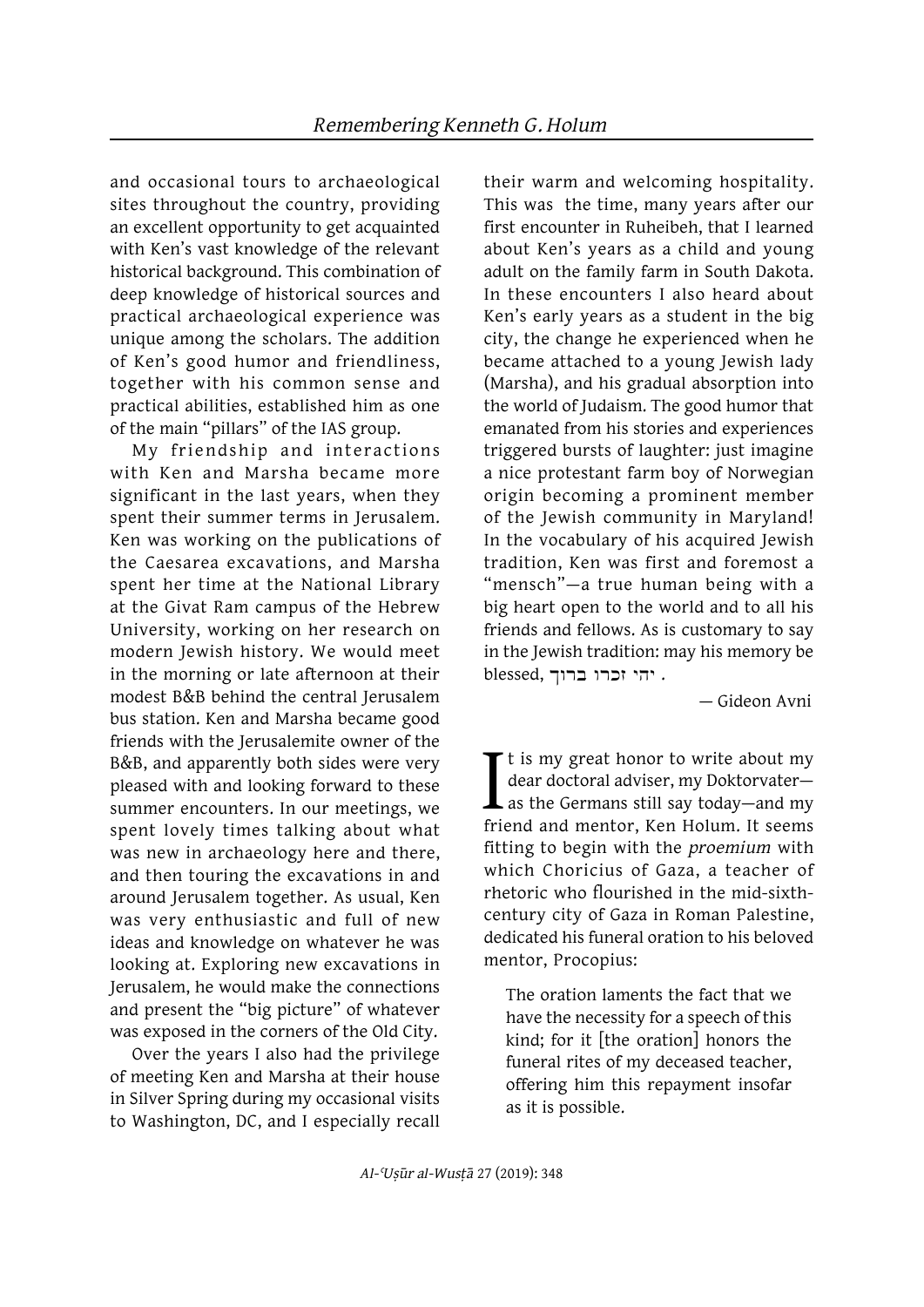and occasional tours to archaeological sites throughout the country, providing an excellent opportunity to get acquainted with Ken's vast knowledge of the relevant historical background. This combination of deep knowledge of historical sources and practical archaeological experience was unique among the scholars. The addition of Ken's good humor and friendliness, together with his common sense and practical abilities, established him as one of the main "pillars" of the IAS group.

My friendship and interactions with Ken and Marsha became more significant in the last years, when they spent their summer terms in Jerusalem. Ken was working on the publications of the Caesarea excavations, and Marsha spent her time at the National Library at the Givat Ram campus of the Hebrew University, working on her research on modern Jewish history. We would meet in the morning or late afternoon at their modest B&B behind the central Jerusalem bus station. Ken and Marsha became good friends with the Jerusalemite owner of the B&B, and apparently both sides were very pleased with and looking forward to these summer encounters. In our meetings, we spent lovely times talking about what was new in archaeology here and there, and then touring the excavations in and around Jerusalem together. As usual, Ken was very enthusiastic and full of new ideas and knowledge on whatever he was looking at. Exploring new excavations in Jerusalem, he would make the connections and present the "big picture" of whatever was exposed in the corners of the Old City.

Over the years I also had the privilege of meeting Ken and Marsha at their house in Silver Spring during my occasional visits to Washington, DC, and I especially recall their warm and welcoming hospitality. This was the time, many years after our first encounter in Ruheibeh, that I learned about Ken's years as a child and young adult on the family farm in South Dakota. In these encounters I also heard about Ken's early years as a student in the big city, the change he experienced when he became attached to a young Jewish lady (Marsha), and his gradual absorption into the world of Judaism. The good humor that emanated from his stories and experiences triggered bursts of laughter: just imagine a nice protestant farm boy of Norwegian origin becoming a prominent member of the Jewish community in Maryland! In the vocabulary of his acquired Jewish tradition, Ken was first and foremost a "mensch"—a true human being with a big heart open to the world and to all his friends and fellows. As is customary to say in the Jewish tradition: may his memory be blessed, יהי זכרו ברוך .

— Gideon Avni

It is my great honor to write about my dear doctoral adviser, my Doktorvater—as the Germans still say today—and my friend and mentor, Ken Holum. It seems fitting to begin with the *proemium* with which Choricius of Gaza, a teacher of rhetoric who flourished in the mid-sixth-century city of Gaza in Roman Palestine, dedicated his funeral oration to his beloved mentor, Procopius:

> The oration laments the fact that we have the necessity for a speech of this kind; for it [the oration] honors the funeral rites of my deceased teacher, offering him this repayment insofar as it is possible.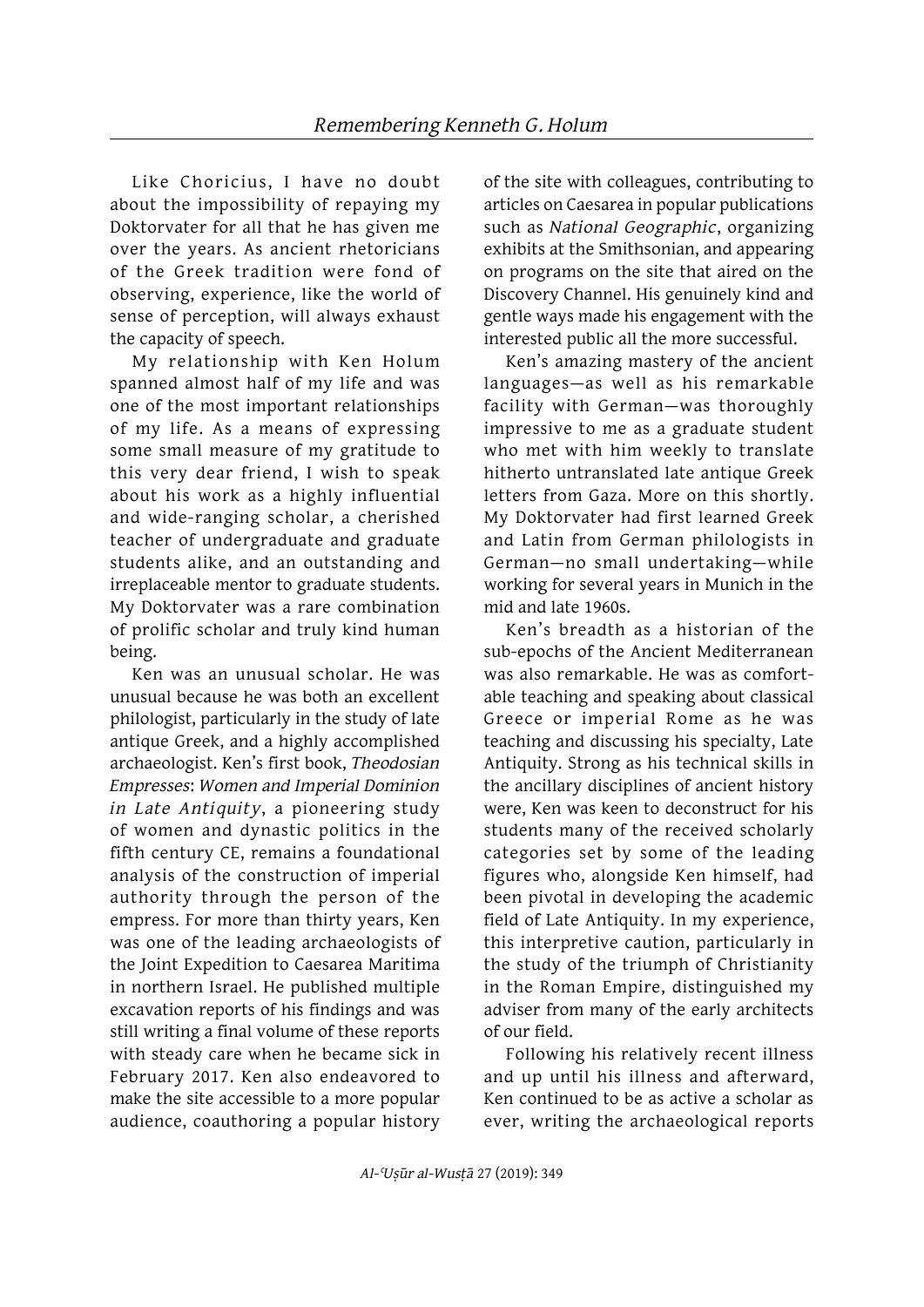Like Choricius, I have no doubt about the impossibility of repaying my Doktorvater for all that he has given me over the years. As ancient rhetoricians of the Greek tradition were fond of observing, experience, like the world of sense of perception, will always exhaust the capacity of speech.

My relationship with Ken Holum spanned almost half of my life and was one of the most important relationships of my life. As a means of expressing some small measure of my gratitude to this very dear friend, I wish to speak about his work as a highly influential and wide-ranging scholar, a cherished teacher of undergraduate and graduate students alike, and an outstanding and irreplaceable mentor to graduate students. My Doktorvater was a rare combination of prolific scholar and truly kind human being.

Ken was an unusual scholar. He was unusual because he was both an excellent philologist, particularly in the study of late antique Greek, and a highly accomplished archaeologist. Ken's first book, *Theodosian Empresses: Women and Imperial Dominion in Late Antiquity*, a pioneering study of women and dynastic politics in the fifth century CE, remains a foundational analysis of the construction of imperial authority through the person of the empress. For more than thirty years, Ken was one of the leading archaeologists of the Joint Expedition to Caesarea Maritima in northern Israel. He published multiple excavation reports of his findings and was still writing a final volume of these reports with steady care when he became sick in February 2017. Ken also endeavored to make the site accessible to a more popular audience, coauthoring a popular history of the site with colleagues, contributing to articles on Caesarea in popular publications such as *National Geographic*, organizing exhibits at the Smithsonian, and appearing on programs on the site that aired on the Discovery Channel. His genuinely kind and gentle ways made his engagement with the interested public all the more successful.

Ken's amazing mastery of the ancient languages—as well as his remarkable facility with German—was thoroughly impressive to me as a graduate student who met with him weekly to translate hitherto untranslated late antique Greek letters from Gaza. More on this shortly. My Doktorvater had first learned Greek and Latin from German philologists in German—no small undertaking—while working for several years in Munich in the mid and late 1960s.

Ken's breadth as a historian of the sub-epochs of the Ancient Mediterranean was also remarkable. He was as comfortable teaching and speaking about classical Greece or imperial Rome as he was teaching and discussing his specialty, Late Antiquity. Strong as his technical skills in the ancillary disciplines of ancient history were, Ken was keen to deconstruct for his students many of the received scholarly categories set by some of the leading figures who, alongside Ken himself, had been pivotal in developing the academic field of Late Antiquity. In my experience, this interpretive caution, particularly in the study of the triumph of Christianity in the Roman Empire, distinguished my adviser from many of the early architects of our field.

Following his relatively recent illness and up until his illness and afterward, Ken continued to be as active a scholar as ever, writing the archaeological reports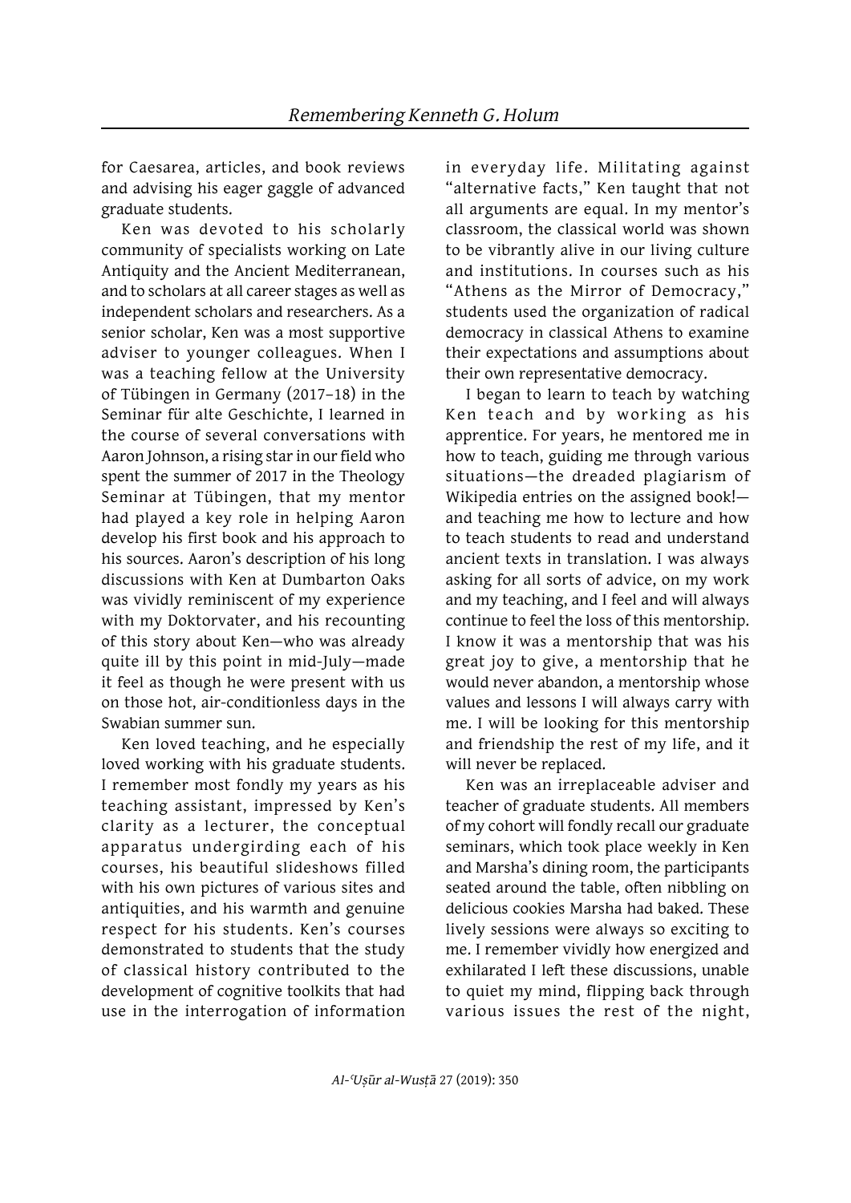for Caesarea, articles, and book reviews and advising his eager gaggle of advanced graduate students.

Ken was devoted to his scholarly community of specialists working on Late Antiquity and the Ancient Mediterranean, and to scholars at all career stages as well as independent scholars and researchers. As a senior scholar, Ken was a most supportive adviser to younger colleagues. When I was a teaching fellow at the University of Tübingen in Germany (2017–18) in the Seminar für alte Geschichte, I learned in the course of several conversations with Aaron Johnson, a rising star in our field who spent the summer of 2017 in the Theology Seminar at Tübingen, that my mentor had played a key role in helping Aaron develop his first book and his approach to his sources. Aaron's description of his long discussions with Ken at Dumbarton Oaks was vividly reminiscent of my experience with my Doktorvater, and his recounting of this story about Ken—who was already quite ill by this point in mid-July—made it feel as though he were present with us on those hot, air-conditionless days in the Swabian summer sun.

Ken loved teaching, and he especially loved working with his graduate students. I remember most fondly my years as his teaching assistant, impressed by Ken's clarity as a lecturer, the conceptual apparatus undergirding each of his courses, his beautiful slideshows filled with his own pictures of various sites and antiquities, and his warmth and genuine respect for his students. Ken's courses demonstrated to students that the study of classical history contributed to the development of cognitive toolkits that had use in the interrogation of information in everyday life. Militating against "alternative facts," Ken taught that not all arguments are equal. In my mentor's classroom, the classical world was shown to be vibrantly alive in our living culture and institutions. In courses such as his "Athens as the Mirror of Democracy," students used the organization of radical democracy in classical Athens to examine their expectations and assumptions about their own representative democracy.

I began to learn to teach by watching Ken teach and by working as his apprentice. For years, he mentored me in how to teach, guiding me through various situations—the dreaded plagiarism of Wikipedia entries on the assigned book!—and teaching me how to lecture and how to teach students to read and understand ancient texts in translation. I was always asking for all sorts of advice, on my work and my teaching, and I feel and will always continue to feel the loss of this mentorship. I know it was a mentorship that was his great joy to give, a mentorship that he would never abandon, a mentorship whose values and lessons I will always carry with me. I will be looking for this mentorship and friendship the rest of my life, and it will never be replaced.

Ken was an irreplaceable adviser and teacher of graduate students. All members of my cohort will fondly recall our graduate seminars, which took place weekly in Ken and Marsha's dining room, the participants seated around the table, often nibbling on delicious cookies Marsha had baked. These lively sessions were always so exciting to me. I remember vividly how energized and exhilarated I left these discussions, unable to quiet my mind, flipping back through various issues the rest of the night,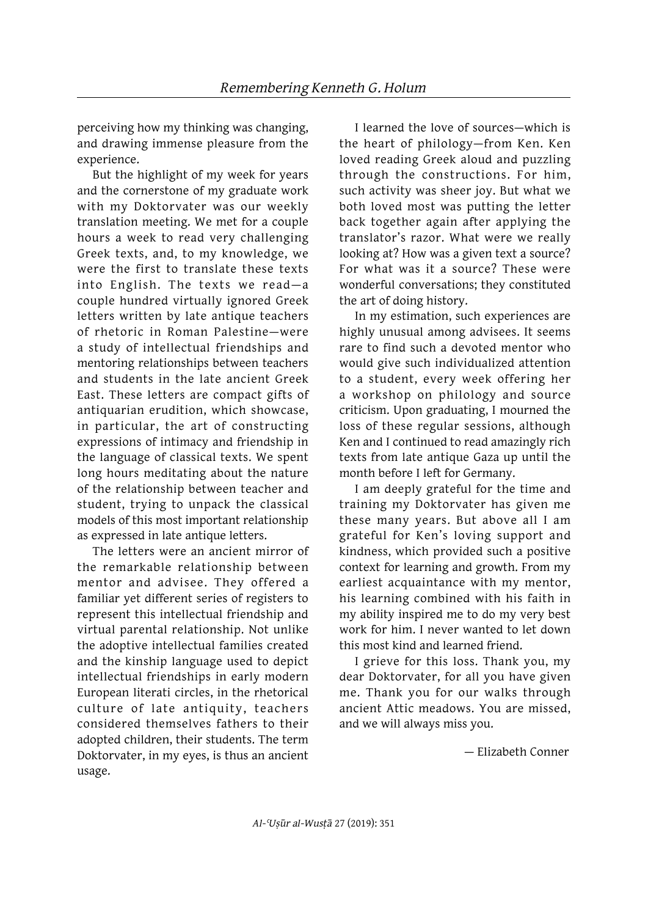perceiving how my thinking was changing, and drawing immense pleasure from the experience.

But the highlight of my week for years and the cornerstone of my graduate work with my Doktorvater was our weekly translation meeting. We met for a couple hours a week to read very challenging Greek texts, and, to my knowledge, we were the first to translate these texts into English. The texts we read—a couple hundred virtually ignored Greek letters written by late antique teachers of rhetoric in Roman Palestine—were a study of intellectual friendships and mentoring relationships between teachers and students in the late ancient Greek East. These letters are compact gifts of antiquarian erudition, which showcase, in particular, the art of constructing expressions of intimacy and friendship in the language of classical texts. We spent long hours meditating about the nature of the relationship between teacher and student, trying to unpack the classical models of this most important relationship as expressed in late antique letters.

The letters were an ancient mirror of the remarkable relationship between mentor and advisee. They offered a familiar yet different series of registers to represent this intellectual friendship and virtual parental relationship. Not unlike the adoptive intellectual families created and the kinship language used to depict intellectual friendships in early modern European literati circles, in the rhetorical culture of late antiquity, teachers considered themselves fathers to their adopted children, their students. The term Doktorvater, in my eyes, is thus an ancient usage.

I learned the love of sources—which is the heart of philology—from Ken. Ken loved reading Greek aloud and puzzling through the constructions. For him, such activity was sheer joy. But what we both loved most was putting the letter back together again after applying the translator's razor. What were we really looking at? How was a given text a source? For what was it a source? These were wonderful conversations; they constituted the art of doing history.

In my estimation, such experiences are highly unusual among advisees. It seems rare to find such a devoted mentor who would give such individualized attention to a student, every week offering her a workshop on philology and source criticism. Upon graduating, I mourned the loss of these regular sessions, although Ken and I continued to read amazingly rich texts from late antique Gaza up until the month before I left for Germany.

I am deeply grateful for the time and training my Doktorvater has given me these many years. But above all I am grateful for Ken's loving support and kindness, which provided such a positive context for learning and growth. From my earliest acquaintance with my mentor, his learning combined with his faith in my ability inspired me to do my very best work for him. I never wanted to let down this most kind and learned friend.

I grieve for this loss. Thank you, my dear Doktorvater, for all you have given me. Thank you for our walks through ancient Attic meadows. You are missed, and we will always miss you.

— Elizabeth Conner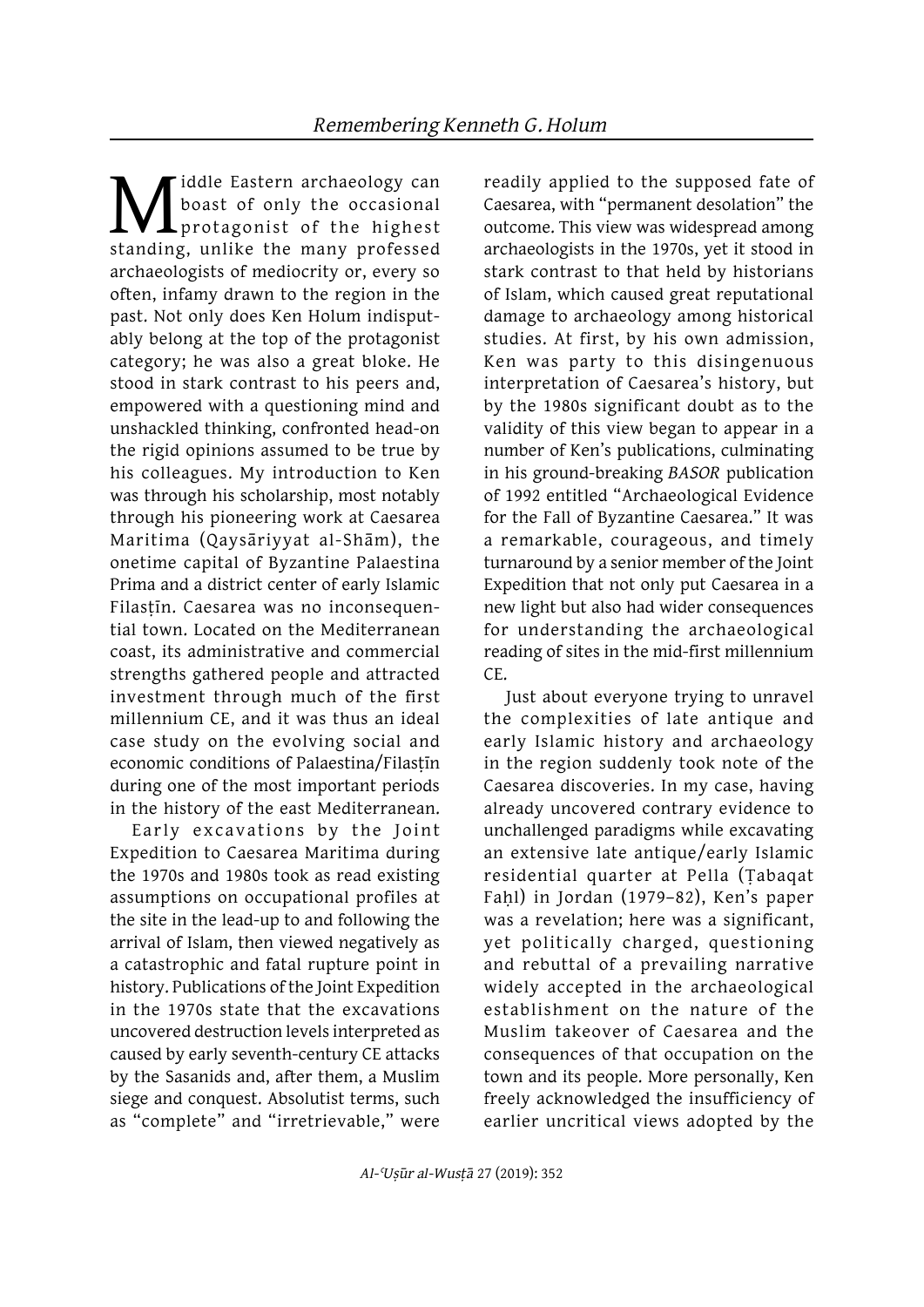Middle Eastern archaeology can boast of only the occasional protagonist of the highest standing, unlike the many professed archaeologists of mediocrity or, every so often, infamy drawn to the region in the past. Not only does Ken Holum indisputably belong at the top of the protagonist category; he was also a great bloke. He stood in stark contrast to his peers and, empowered with a questioning mind and unshackled thinking, confronted head-on the rigid opinions assumed to be true by his colleagues. My introduction to Ken was through his scholarship, most notably through his pioneering work at Caesarea Maritima (Qaysāriyyat al-Shām), the onetime capital of Byzantine Palaestina Prima and a district center of early Islamic Filasṭīn. Caesarea was no inconsequential town. Located on the Mediterranean coast, its administrative and commercial strengths gathered people and attracted investment through much of the first millennium CE, and it was thus an ideal case study on the evolving social and economic conditions of Palaestina/Filasṭīn during one of the most important periods in the history of the east Mediterranean.

Early excavations by the Joint Expedition to Caesarea Maritima during the 1970s and 1980s took as read existing assumptions on occupational profiles at the site in the lead-up to and following the arrival of Islam, then viewed negatively as a catastrophic and fatal rupture point in history. Publications of the Joint Expedition in the 1970s state that the excavations uncovered destruction levels interpreted as caused by early seventh-century CE attacks by the Sasanids and, after them, a Muslim siege and conquest. Absolutist terms, such as "complete" and "irretrievable," were readily applied to the supposed fate of Caesarea, with "permanent desolation" the outcome. This view was widespread among archaeologists in the 1970s, yet it stood in stark contrast to that held by historians of Islam, which caused great reputational damage to archaeology among historical studies. At first, by his own admission, Ken was party to this disingenuous interpretation of Caesarea's history, but by the 1980s significant doubt as to the validity of this view began to appear in a number of Ken's publications, culminating in his ground-breaking *BASOR* publication of 1992 entitled "Archaeological Evidence for the Fall of Byzantine Caesarea." It was a remarkable, courageous, and timely turnaround by a senior member of the Joint Expedition that not only put Caesarea in a new light but also had wider consequences for understanding the archaeological reading of sites in the mid-first millennium CE.

Just about everyone trying to unravel the complexities of late antique and early Islamic history and archaeology in the region suddenly took note of the Caesarea discoveries. In my case, having already uncovered contrary evidence to unchallenged paradigms while excavating an extensive late antique/early Islamic residential quarter at Pella (Ṭabaqat Faḥl) in Jordan (1979–82), Ken's paper was a revelation; here was a significant, yet politically charged, questioning and rebuttal of a prevailing narrative widely accepted in the archaeological establishment on the nature of the Muslim takeover of Caesarea and the consequences of that occupation on the town and its people. More personally, Ken freely acknowledged the insufficiency of earlier uncritical views adopted by the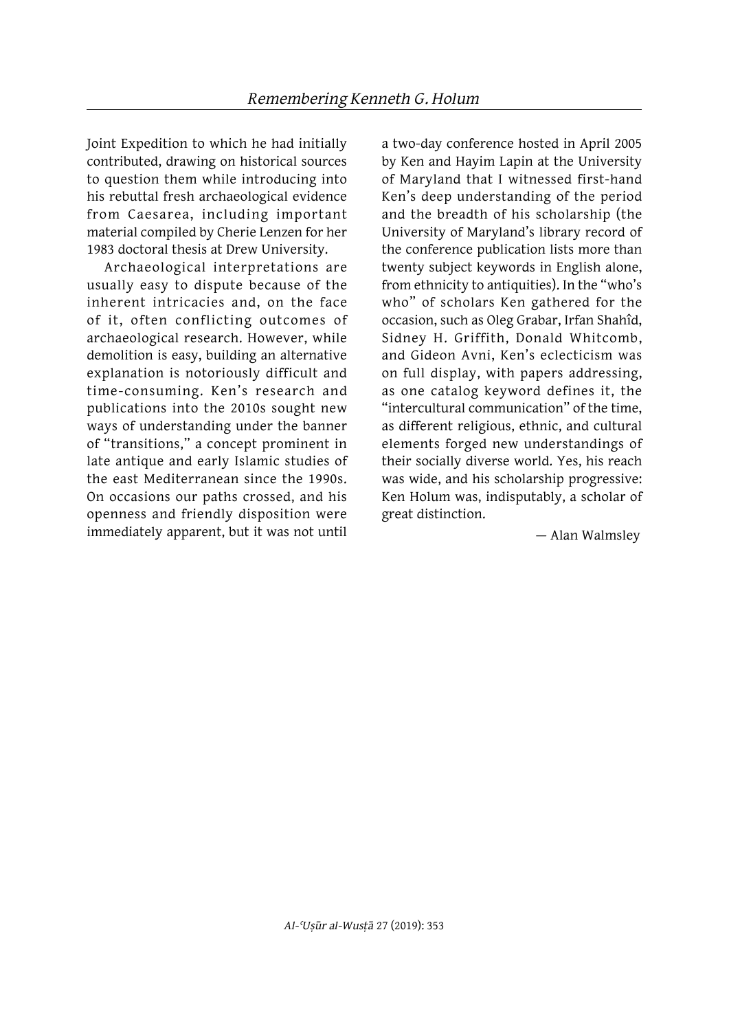Joint Expedition to which he had initially contributed, drawing on historical sources to question them while introducing into his rebuttal fresh archaeological evidence from Caesarea, including important material compiled by Cherie Lenzen for her 1983 doctoral thesis at Drew University.

Archaeological interpretations are usually easy to dispute because of the inherent intricacies and, on the face of it, often conflicting outcomes of archaeological research. However, while demolition is easy, building an alternative explanation is notoriously difficult and time-consuming. Ken's research and publications into the 2010s sought new ways of understanding under the banner of "transitions," a concept prominent in late antique and early Islamic studies of the east Mediterranean since the 1990s. On occasions our paths crossed, and his openness and friendly disposition were immediately apparent, but it was not until a two-day conference hosted in April 2005 by Ken and Hayim Lapin at the University of Maryland that I witnessed first-hand Ken's deep understanding of the period and the breadth of his scholarship (the University of Maryland's library record of the conference publication lists more than twenty subject keywords in English alone, from ethnicity to antiquities). In the "who's who" of scholars Ken gathered for the occasion, such as Oleg Grabar, Irfan Shahîd, Sidney H. Griffith, Donald Whitcomb, and Gideon Avni, Ken's eclecticism was on full display, with papers addressing, as one catalog keyword defines it, the "intercultural communication" of the time, as different religious, ethnic, and cultural elements forged new understandings of their socially diverse world. Yes, his reach was wide, and his scholarship progressive: Ken Holum was, indisputably, a scholar of great distinction.

— Alan Walmsley